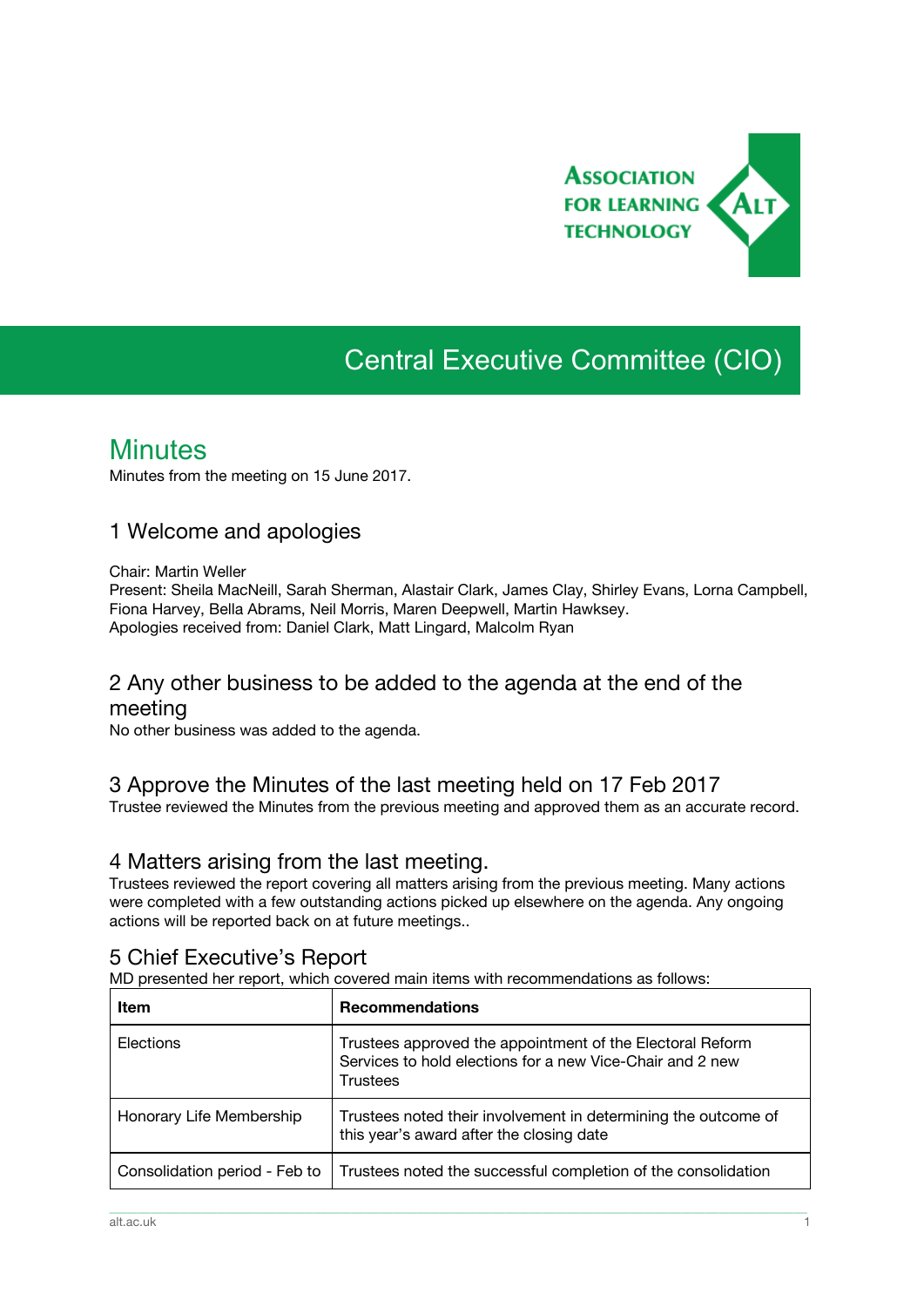ASSOCIATION FOR LEARNING TECHNOLOGY

# Central Executive Committee (CIO)

## Minutes

Minutes from the meeting on 15 June 2017.

### 1 Welcome and apologies

Chair: Martin Weller
Present: Sheila MacNeill, Sarah Sherman, Alastair Clark, James Clay, Shirley Evans, Lorna Campbell, Fiona Harvey, Bella Abrams, Neil Morris, Maren Deepwell, Martin Hawksey.
Apologies received from: Daniel Clark, Matt Lingard, Malcolm Ryan

### 2 Any other business to be added to the agenda at the end of the meeting

No other business was added to the agenda.

### 3 Approve the Minutes of the last meeting held on 17 Feb 2017

Trustee reviewed the Minutes from the previous meeting and approved them as an accurate record.

### 4 Matters arising from the last meeting.

Trustees reviewed the report covering all matters arising from the previous meeting. Many actions were completed with a few outstanding actions picked up elsewhere on the agenda. Any ongoing actions will be reported back on at future meetings..

### 5 Chief Executive's Report

MD presented her report, which covered main items with recommendations as follows:

| Item | Recommendations |
|---|---|
| Elections | Trustees approved the appointment of the Electoral Reform Services to hold elections for a new Vice-Chair and 2 new Trustees |
| Honorary Life Membership | Trustees noted their involvement in determining the outcome of this year's award after the closing date |
| Consolidation period - Feb to | Trustees noted the successful completion of the consolidation |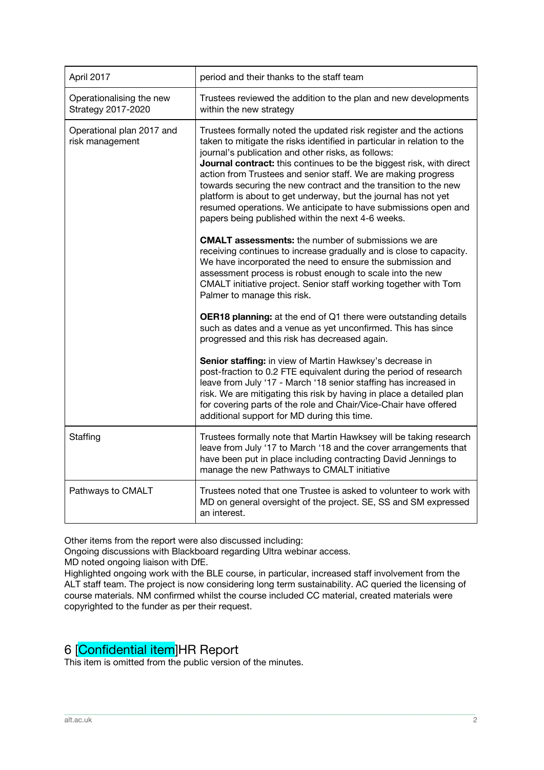| April 2017 | period and their thanks to the staff team |
|---|---|
| Operationalising the new Strategy 2017-2020 | Trustees reviewed the addition to the plan and new developments within the new strategy |
| Operational plan 2017 and risk management | Trustees formally noted the updated risk register and the actions taken to mitigate the risks identified in particular in relation to the journal's publication and other risks, as follows:<br>**Journal contract:** this continues to be the biggest risk, with direct action from Trustees and senior staff. We are making progress towards securing the new contract and the transition to the new platform is about to get underway, but the journal has not yet resumed operations. We anticipate to have submissions open and papers being published within the next 4-6 weeks.<br><br>**CMALT assessments:** the number of submissions we are receiving continues to increase gradually and is close to capacity. We have incorporated the need to ensure the submission and assessment process is robust enough to scale into the new CMALT initiative project. Senior staff working together with Tom Palmer to manage this risk.<br><br>**OER18 planning:** at the end of Q1 there were outstanding details such as dates and a venue as yet unconfirmed. This has since progressed and this risk has decreased again.<br><br>**Senior staffing:** in view of Martin Hawksey's decrease in post-fraction to 0.2 FTE equivalent during the period of research leave from July '17 - March '18 senior staffing has increased in risk. We are mitigating this risk by having in place a detailed plan for covering parts of the role and Chair/Vice-Chair have offered additional support for MD during this time. |
| Staffing | Trustees formally note that Martin Hawksey will be taking research leave from July '17 to March '18 and the cover arrangements that have been put in place including contracting David Jennings to manage the new Pathways to CMALT initiative |
| Pathways to CMALT | Trustees noted that one Trustee is asked to volunteer to work with MD on general oversight of the project. SE, SS and SM expressed an interest. |

Other items from the report were also discussed including:
Ongoing discussions with Blackboard regarding Ultra webinar access.
MD noted ongoing liaison with DfE.
Highlighted ongoing work with the BLE course, in particular, increased staff involvement from the ALT staff team. The project is now considering long term sustainability. AC queried the licensing of course materials. NM confirmed whilst the course included CC material, created materials were copyrighted to the funder as per their request.

## 6 [Confidential item]HR Report

This item is omitted from the public version of the minutes.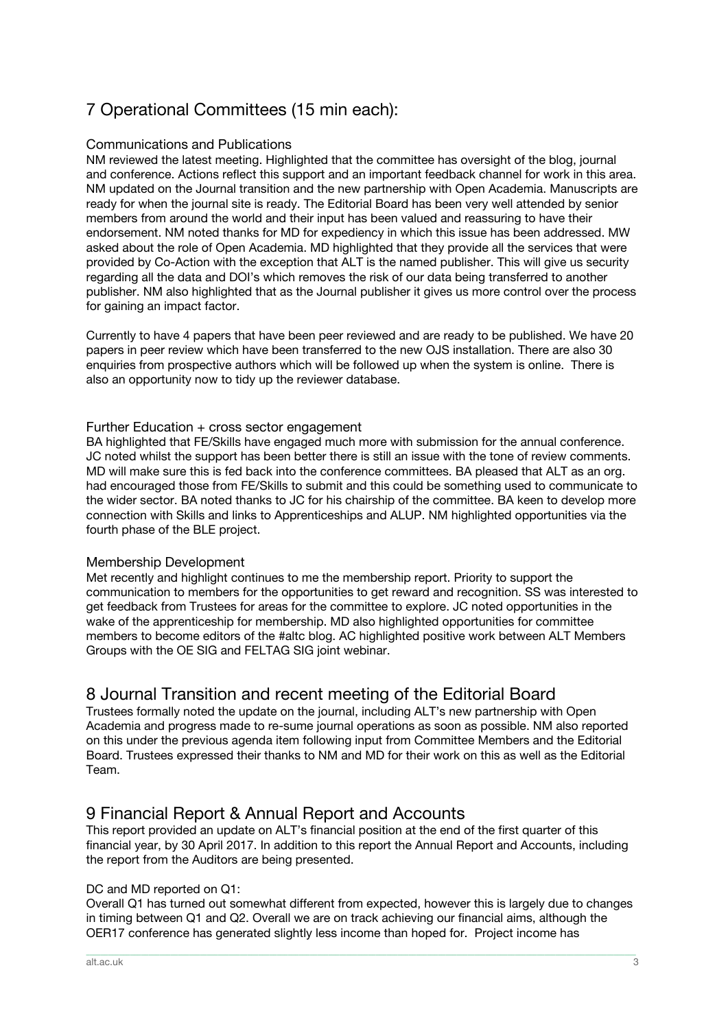## 7 Operational Committees (15 min each):

### Communications and Publications

NM reviewed the latest meeting. Highlighted that the committee has oversight of the blog, journal and conference. Actions reflect this support and an important feedback channel for work in this area. NM updated on the Journal transition and the new partnership with Open Academia. Manuscripts are ready for when the journal site is ready. The Editorial Board has been very well attended by senior members from around the world and their input has been valued and reassuring to have their endorsement. NM noted thanks for MD for expediency in which this issue has been addressed. MW asked about the role of Open Academia. MD highlighted that they provide all the services that were provided by Co-Action with the exception that ALT is the named publisher. This will give us security regarding all the data and DOI's which removes the risk of our data being transferred to another publisher. NM also highlighted that as the Journal publisher it gives us more control over the process for gaining an impact factor.

Currently to have 4 papers that have been peer reviewed and are ready to be published. We have 20 papers in peer review which have been transferred to the new OJS installation. There are also 30 enquiries from prospective authors which will be followed up when the system is online. There is also an opportunity now to tidy up the reviewer database.

### Further Education + cross sector engagement

BA highlighted that FE/Skills have engaged much more with submission for the annual conference. JC noted whilst the support has been better there is still an issue with the tone of review comments. MD will make sure this is fed back into the conference committees. BA pleased that ALT as an org. had encouraged those from FE/Skills to submit and this could be something used to communicate to the wider sector. BA noted thanks to JC for his chairship of the committee. BA keen to develop more connection with Skills and links to Apprenticeships and ALUP. NM highlighted opportunities via the fourth phase of the BLE project.

### Membership Development

Met recently and highlight continues to me the membership report. Priority to support the communication to members for the opportunities to get reward and recognition. SS was interested to get feedback from Trustees for areas for the committee to explore. JC noted opportunities in the wake of the apprenticeship for membership. MD also highlighted opportunities for committee members to become editors of the #altc blog. AC highlighted positive work between ALT Members Groups with the OE SIG and FELTAG SIG joint webinar.

## 8 Journal Transition and recent meeting of the Editorial Board

Trustees formally noted the update on the journal, including ALT's new partnership with Open Academia and progress made to re-sume journal operations as soon as possible. NM also reported on this under the previous agenda item following input from Committee Members and the Editorial Board. Trustees expressed their thanks to NM and MD for their work on this as well as the Editorial Team.

## 9 Financial Report & Annual Report and Accounts

This report provided an update on ALT's financial position at the end of the first quarter of this financial year, by 30 April 2017. In addition to this report the Annual Report and Accounts, including the report from the Auditors are being presented.

DC and MD reported on Q1:

Overall Q1 has turned out somewhat different from expected, however this is largely due to changes in timing between Q1 and Q2. Overall we are on track achieving our financial aims, although the OER17 conference has generated slightly less income than hoped for. Project income has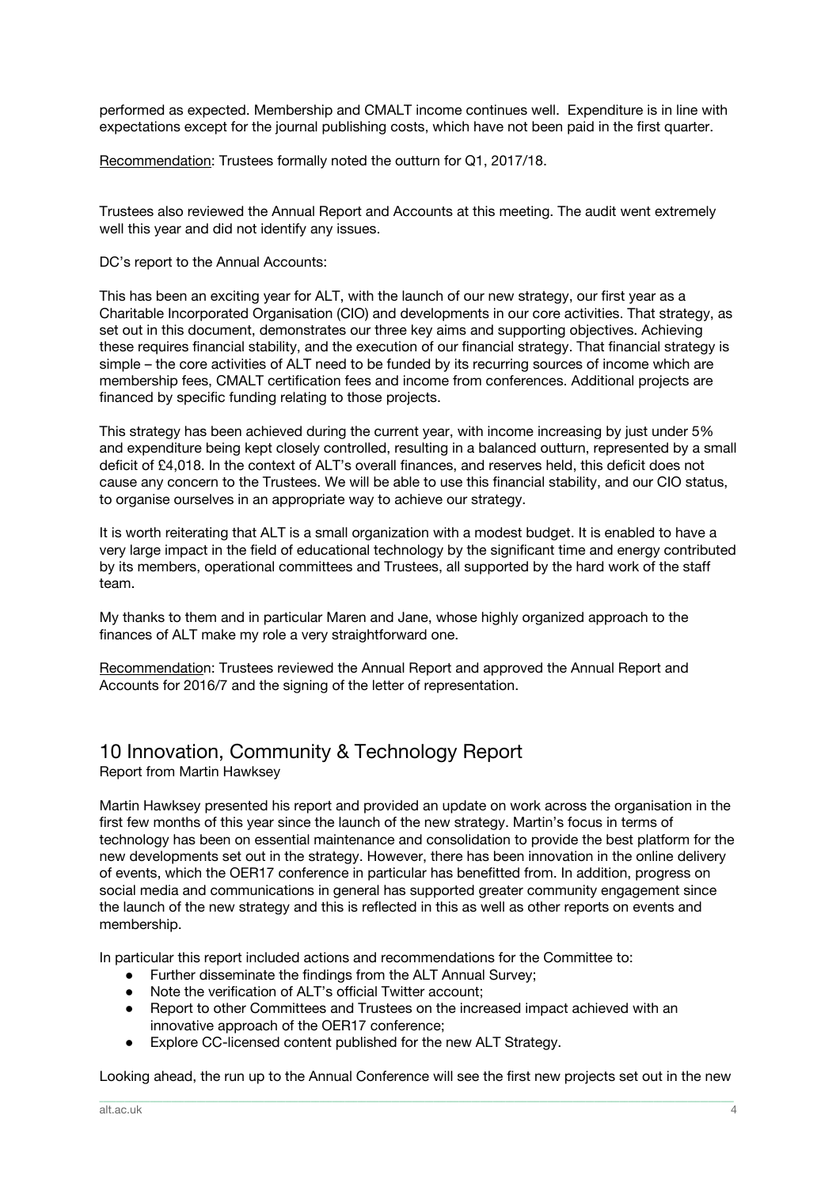performed as expected. Membership and CMALT income continues well. Expenditure is in line with expectations except for the journal publishing costs, which have not been paid in the first quarter.

Recommendation: Trustees formally noted the outturn for Q1, 2017/18.

Trustees also reviewed the Annual Report and Accounts at this meeting. The audit went extremely well this year and did not identify any issues.

DC's report to the Annual Accounts:

This has been an exciting year for ALT, with the launch of our new strategy, our first year as a Charitable Incorporated Organisation (CIO) and developments in our core activities. That strategy, as set out in this document, demonstrates our three key aims and supporting objectives. Achieving these requires financial stability, and the execution of our financial strategy. That financial strategy is simple – the core activities of ALT need to be funded by its recurring sources of income which are membership fees, CMALT certification fees and income from conferences. Additional projects are financed by specific funding relating to those projects.

This strategy has been achieved during the current year, with income increasing by just under 5% and expenditure being kept closely controlled, resulting in a balanced outturn, represented by a small deficit of £4,018. In the context of ALT's overall finances, and reserves held, this deficit does not cause any concern to the Trustees. We will be able to use this financial stability, and our CIO status, to organise ourselves in an appropriate way to achieve our strategy.

It is worth reiterating that ALT is a small organization with a modest budget. It is enabled to have a very large impact in the field of educational technology by the significant time and energy contributed by its members, operational committees and Trustees, all supported by the hard work of the staff team.

My thanks to them and in particular Maren and Jane, whose highly organized approach to the finances of ALT make my role a very straightforward one.

Recommendation: Trustees reviewed the Annual Report and approved the Annual Report and Accounts for 2016/7 and the signing of the letter of representation.

## 10 Innovation, Community & Technology Report

Report from Martin Hawksey

Martin Hawksey presented his report and provided an update on work across the organisation in the first few months of this year since the launch of the new strategy. Martin's focus in terms of technology has been on essential maintenance and consolidation to provide the best platform for the new developments set out in the strategy. However, there has been innovation in the online delivery of events, which the OER17 conference in particular has benefitted from. In addition, progress on social media and communications in general has supported greater community engagement since the launch of the new strategy and this is reflected in this as well as other reports on events and membership.

In particular this report included actions and recommendations for the Committee to:

- Further disseminate the findings from the ALT Annual Survey;
- Note the verification of ALT's official Twitter account;
- Report to other Committees and Trustees on the increased impact achieved with an innovative approach of the OER17 conference;
- Explore CC-licensed content published for the new ALT Strategy.

Looking ahead, the run up to the Annual Conference will see the first new projects set out in the new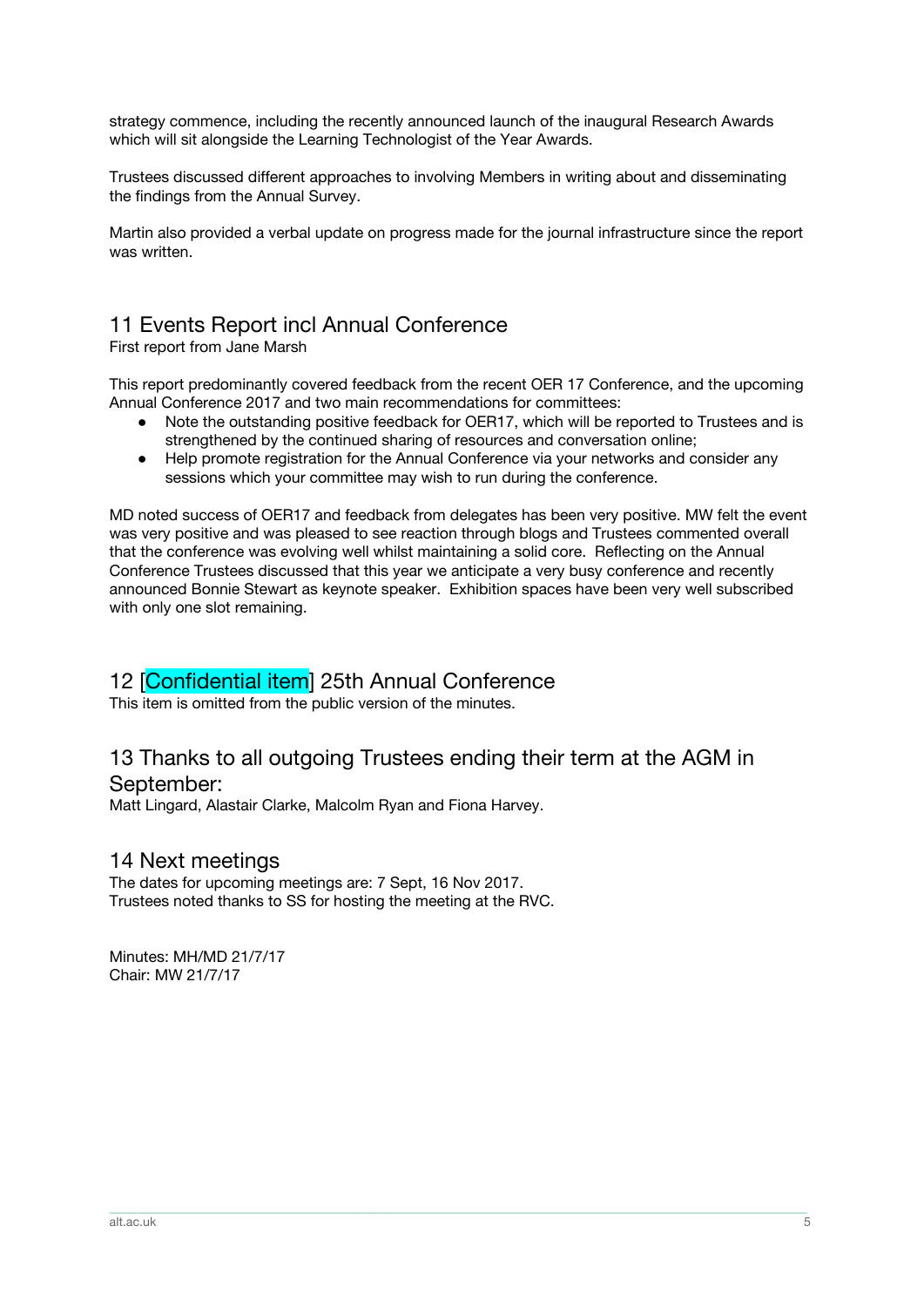strategy commence, including the recently announced launch of the inaugural Research Awards which will sit alongside the Learning Technologist of the Year Awards.

Trustees discussed different approaches to involving Members in writing about and disseminating the findings from the Annual Survey.

Martin also provided a verbal update on progress made for the journal infrastructure since the report was written.

## 11 Events Report incl Annual Conference

First report from Jane Marsh

This report predominantly covered feedback from the recent OER 17 Conference, and the upcoming Annual Conference 2017 and two main recommendations for committees:

- Note the outstanding positive feedback for OER17, which will be reported to Trustees and is strengthened by the continued sharing of resources and conversation online;
- Help promote registration for the Annual Conference via your networks and consider any sessions which your committee may wish to run during the conference.

MD noted success of OER17 and feedback from delegates has been very positive. MW felt the event was very positive and was pleased to see reaction through blogs and Trustees commented overall that the conference was evolving well whilst maintaining a solid core. Reflecting on the Annual Conference Trustees discussed that this year we anticipate a very busy conference and recently announced Bonnie Stewart as keynote speaker. Exhibition spaces have been very well subscribed with only one slot remaining.

## 12 [Confidential item] 25th Annual Conference

This item is omitted from the public version of the minutes.

## 13 Thanks to all outgoing Trustees ending their term at the AGM in September:

Matt Lingard, Alastair Clarke, Malcolm Ryan and Fiona Harvey.

## 14 Next meetings

The dates for upcoming meetings are: 7 Sept, 16 Nov 2017.
Trustees noted thanks to SS for hosting the meeting at the RVC.

Minutes: MH/MD 21/7/17
Chair: MW 21/7/17